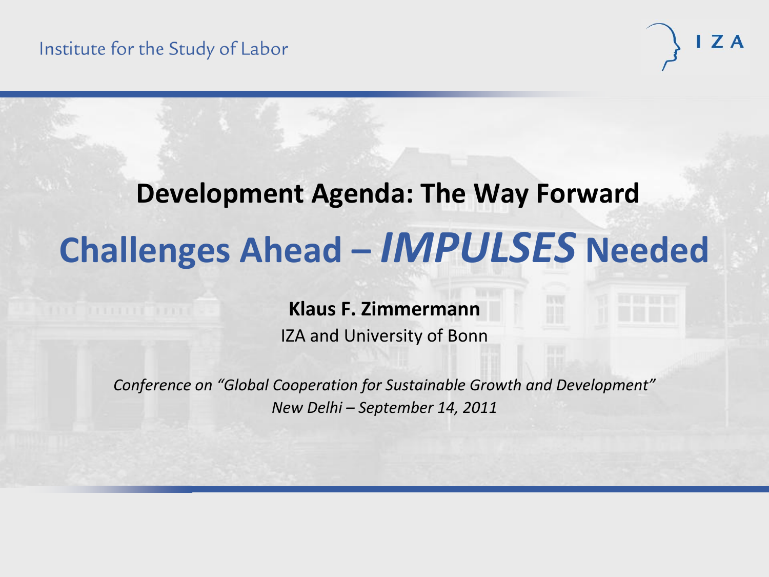Institute for the Study of Labor

IZA

# Development Agenda: The Way Forward

## Challenges Ahead – *IMPULSES* Needed

**Klaus F. Zimmermann**

IZA and University of Bonn

*Conference on "Global Cooperation for Sustainable Growth and Development"*

*New Delhi – September 14, 2011*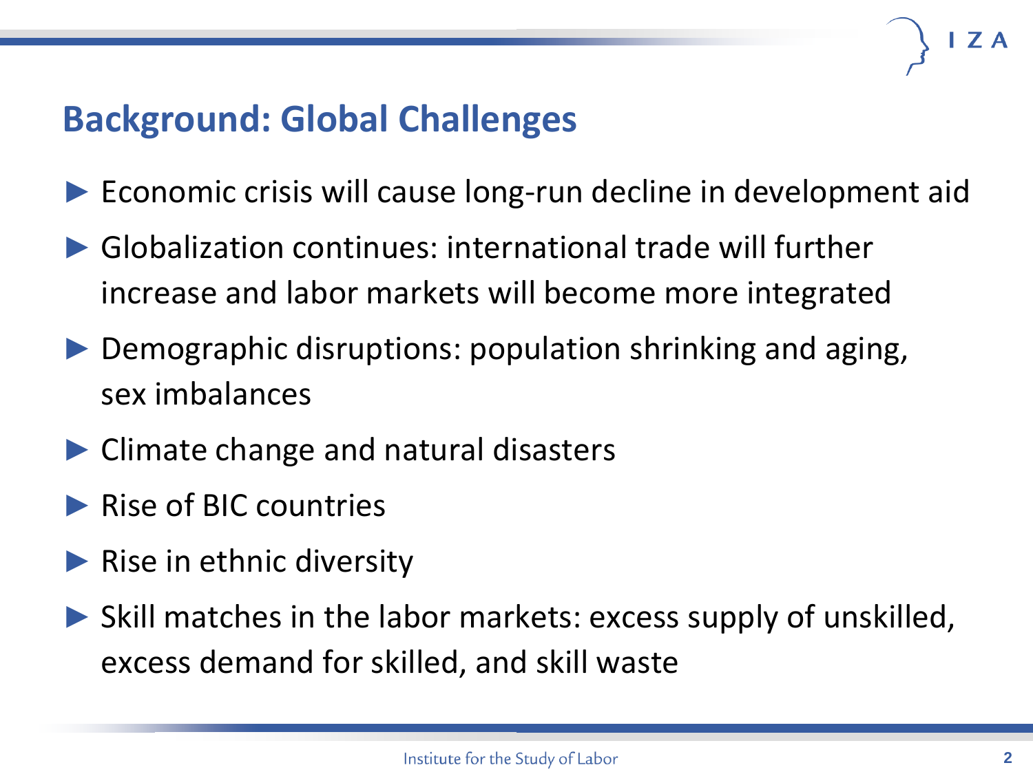## Background: Global Challenges

- Economic crisis will cause long-run decline in development aid
- Globalization continues: international trade will further increase and labor markets will become more integrated
- Demographic disruptions: population shrinking and aging, sex imbalances
- Climate change and natural disasters
- Rise of BIC countries
- Rise in ethnic diversity
- Skill matches in the labor markets: excess supply of unskilled, excess demand for skilled, and skill waste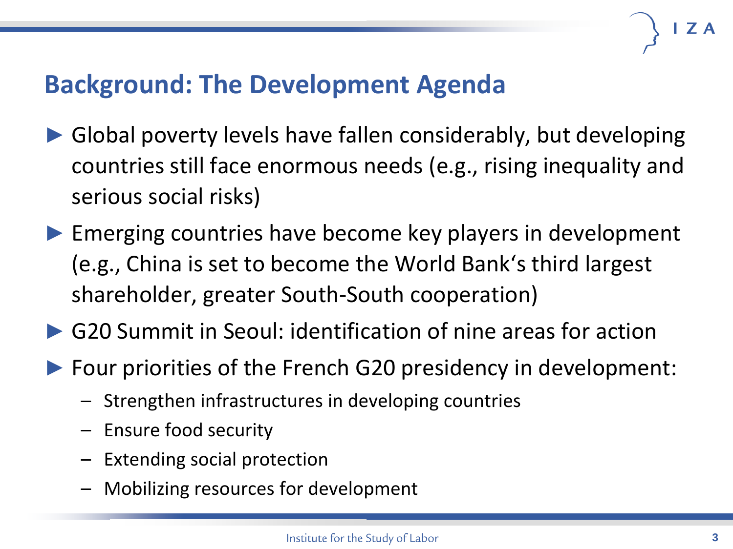## Background: The Development Agenda

- Global poverty levels have fallen considerably, but developing countries still face enormous needs (e.g., rising inequality and serious social risks)
- Emerging countries have become key players in development (e.g., China is set to become the World Bank‘s third largest shareholder, greater South-South cooperation)
- G20 Summit in Seoul: identification of nine areas for action
- Four priorities of the French G20 presidency in development:
  - Strengthen infrastructures in developing countries
  - Ensure food security
  - Extending social protection
  - Mobilizing resources for development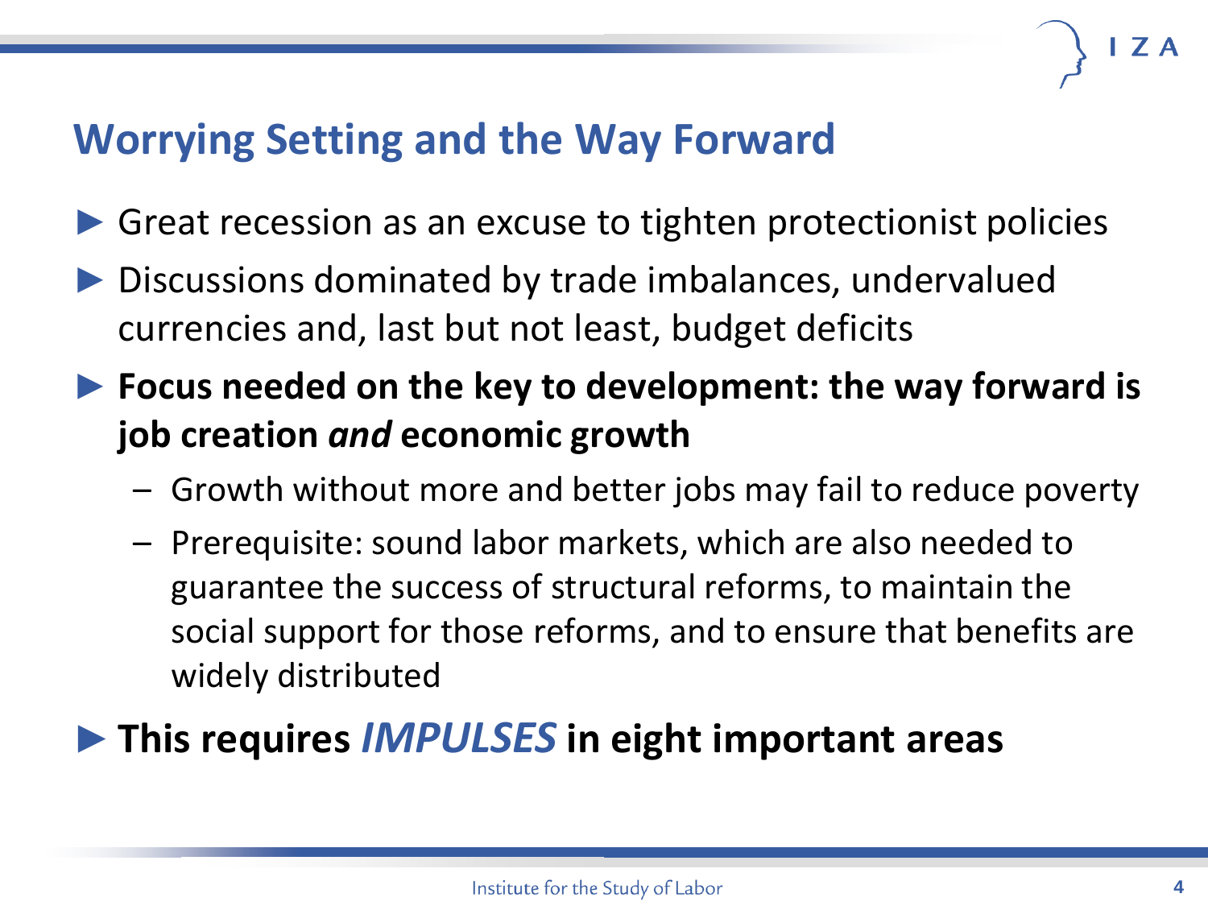# Worrying Setting and the Way Forward

- Great recession as an excuse to tighten protectionist policies
- Discussions dominated by trade imbalances, undervalued currencies and, last but not least, budget deficits
- **Focus needed on the key to development: the way forward is job creation *and* economic growth**
  - Growth without more and better jobs may fail to reduce poverty
  - Prerequisite: sound labor markets, which are also needed to guarantee the success of structural reforms, to maintain the social support for those reforms, and to ensure that benefits are widely distributed
- **This requires *IMPULSES* in eight important areas**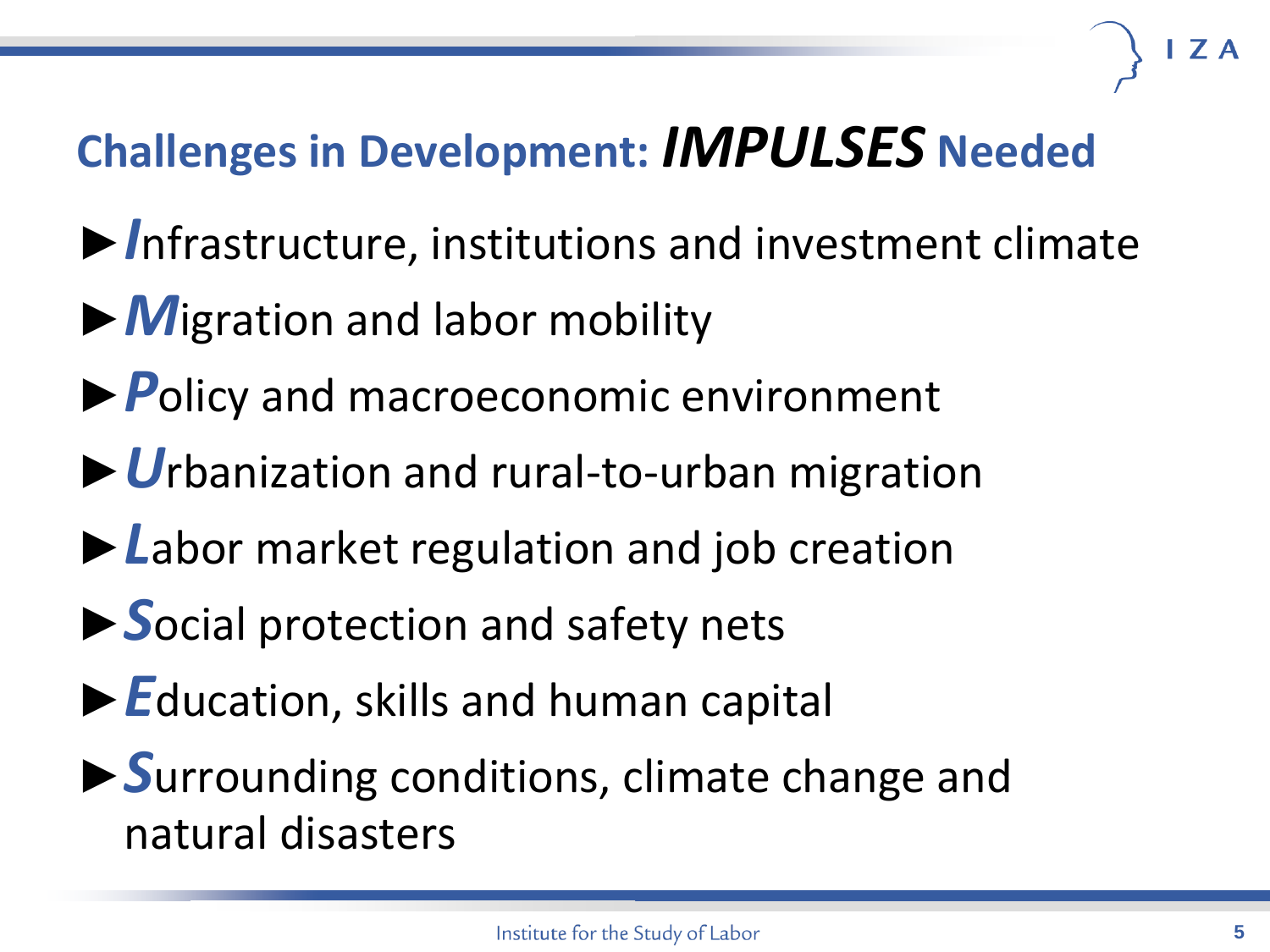## Challenges in Development: ***IMPULSES*** Needed

- ***I***nfrastructure, institutions and investment climate
- ***M***igration and labor mobility
- ***P***olicy and macroeconomic environment
- ***U***rbanization and rural-to-urban migration
- ***L***abor market regulation and job creation
- ***S***ocial protection and safety nets
- ***E***ducation, skills and human capital
- ***S***urrounding conditions, climate change and natural disasters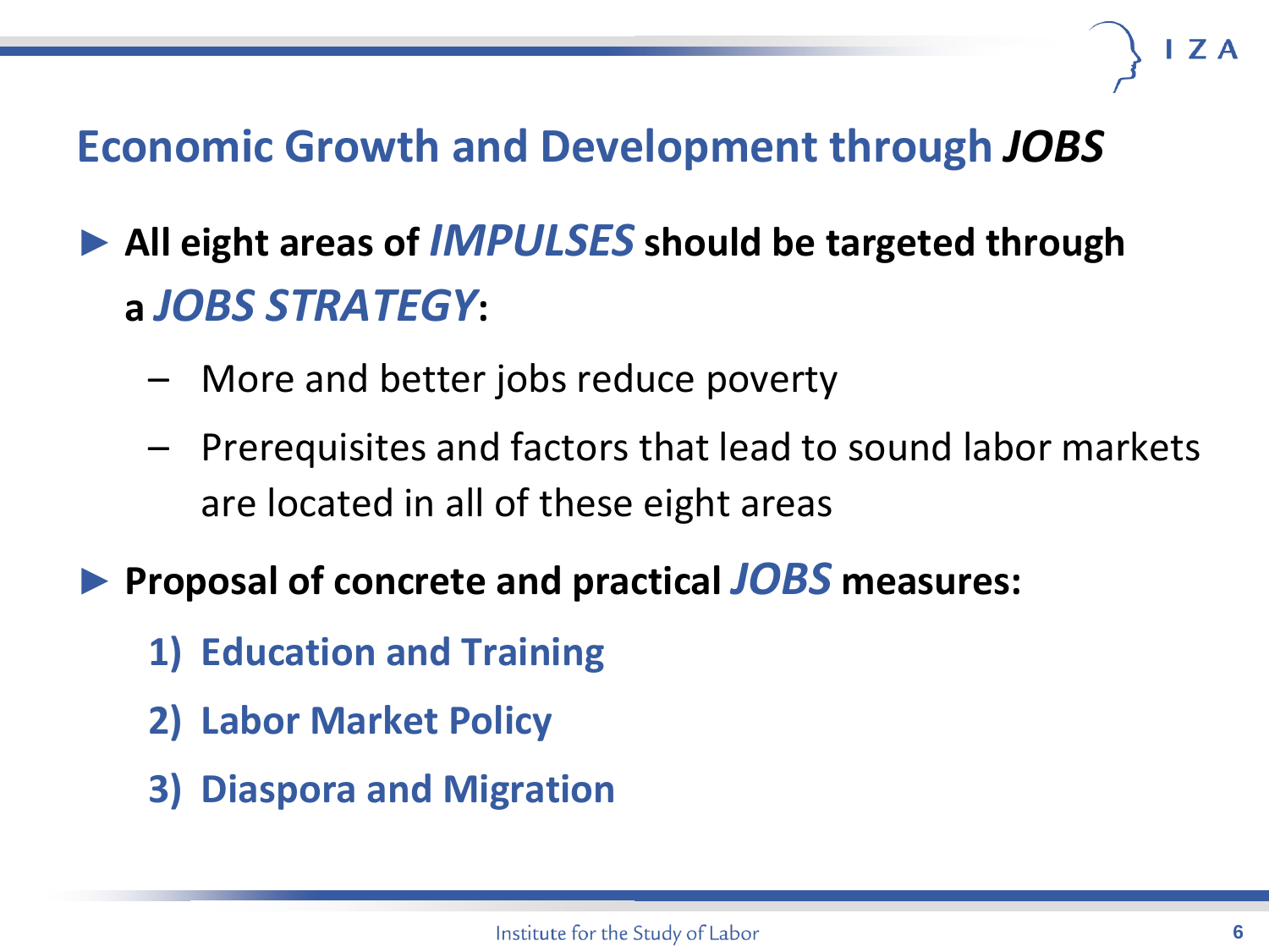# Economic Growth and Development through *JOBS*

- **All eight areas of *IMPULSES* should be targeted through a *JOBS STRATEGY*:**
  - More and better jobs reduce poverty
  - Prerequisites and factors that lead to sound labor markets are located in all of these eight areas
- **Proposal of concrete and practical *JOBS* measures:**
  1) **Education and Training**
  2) **Labor Market Policy**
  3) **Diaspora and Migration**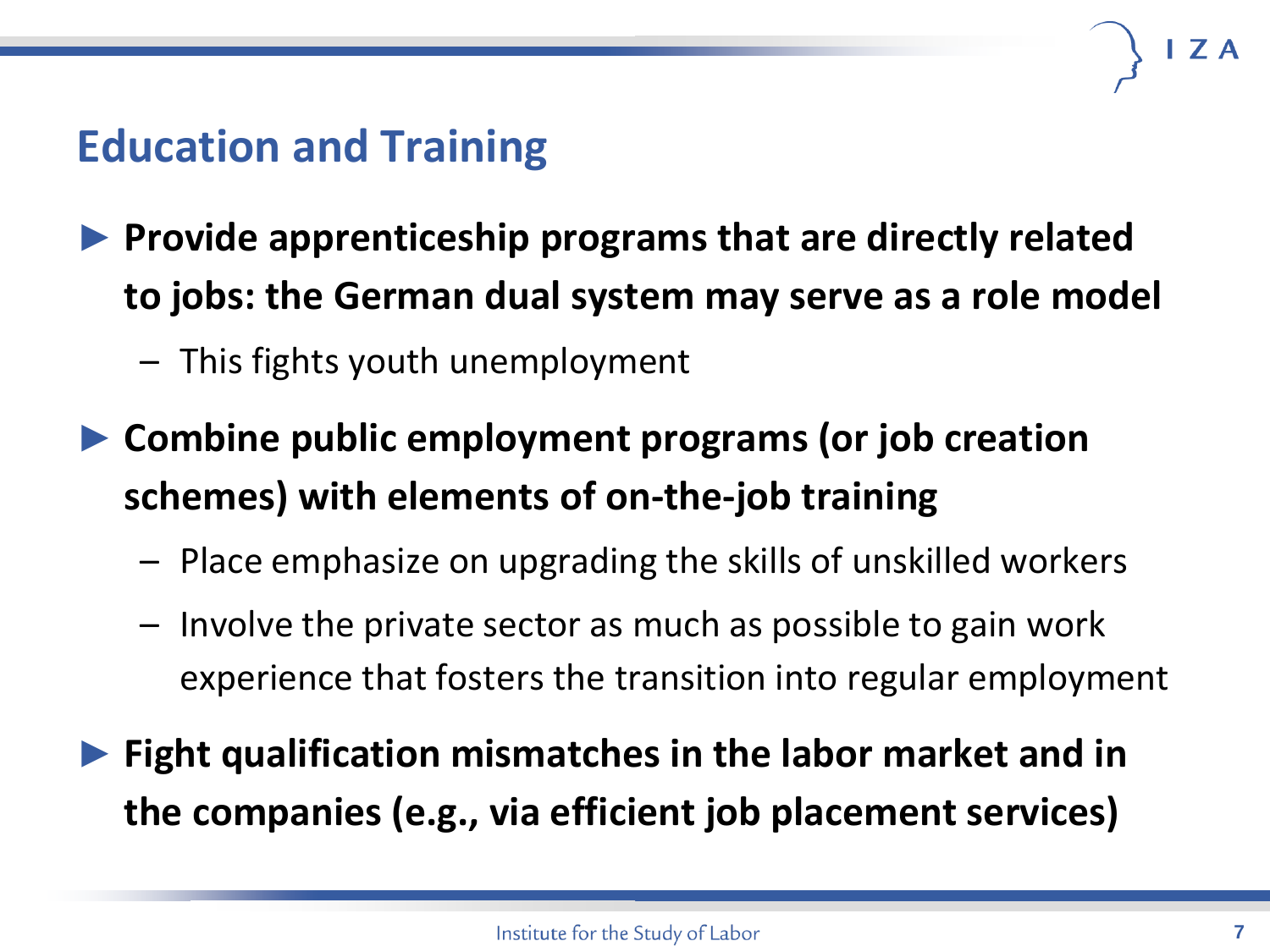## Education and Training

- **Provide apprenticeship programs that are directly related to jobs: the German dual system may serve as a role model**
  - This fights youth unemployment
- **Combine public employment programs (or job creation schemes) with elements of on-the-job training**
  - Place emphasize on upgrading the skills of unskilled workers
  - Involve the private sector as much as possible to gain work experience that fosters the transition into regular employment
- **Fight qualification mismatches in the labor market and in the companies (e.g., via efficient job placement services)**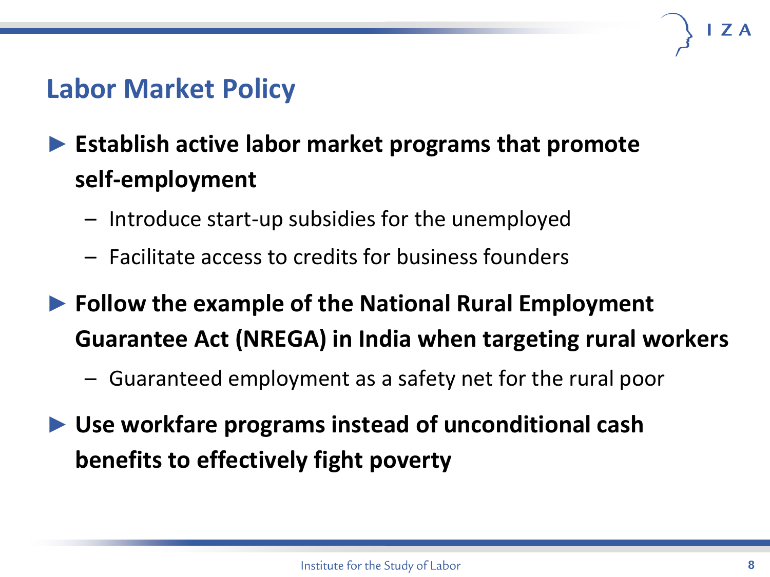## Labor Market Policy

- **Establish active labor market programs that promote self-employment**
  - Introduce start-up subsidies for the unemployed
  - Facilitate access to credits for business founders
- **Follow the example of the National Rural Employment Guarantee Act (NREGA) in India when targeting rural workers**
  - Guaranteed employment as a safety net for the rural poor
- **Use workfare programs instead of unconditional cash benefits to effectively fight poverty**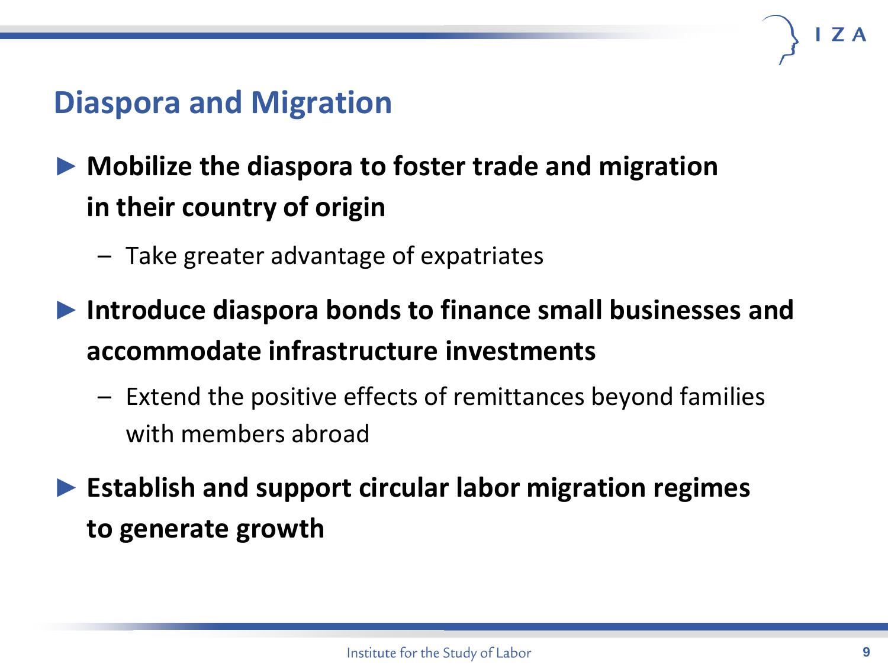## Diaspora and Migration

- **Mobilize the diaspora to foster trade and migration in their country of origin**
  - Take greater advantage of expatriates
- **Introduce diaspora bonds to finance small businesses and accommodate infrastructure investments**
  - Extend the positive effects of remittances beyond families with members abroad
- **Establish and support circular labor migration regimes to generate growth**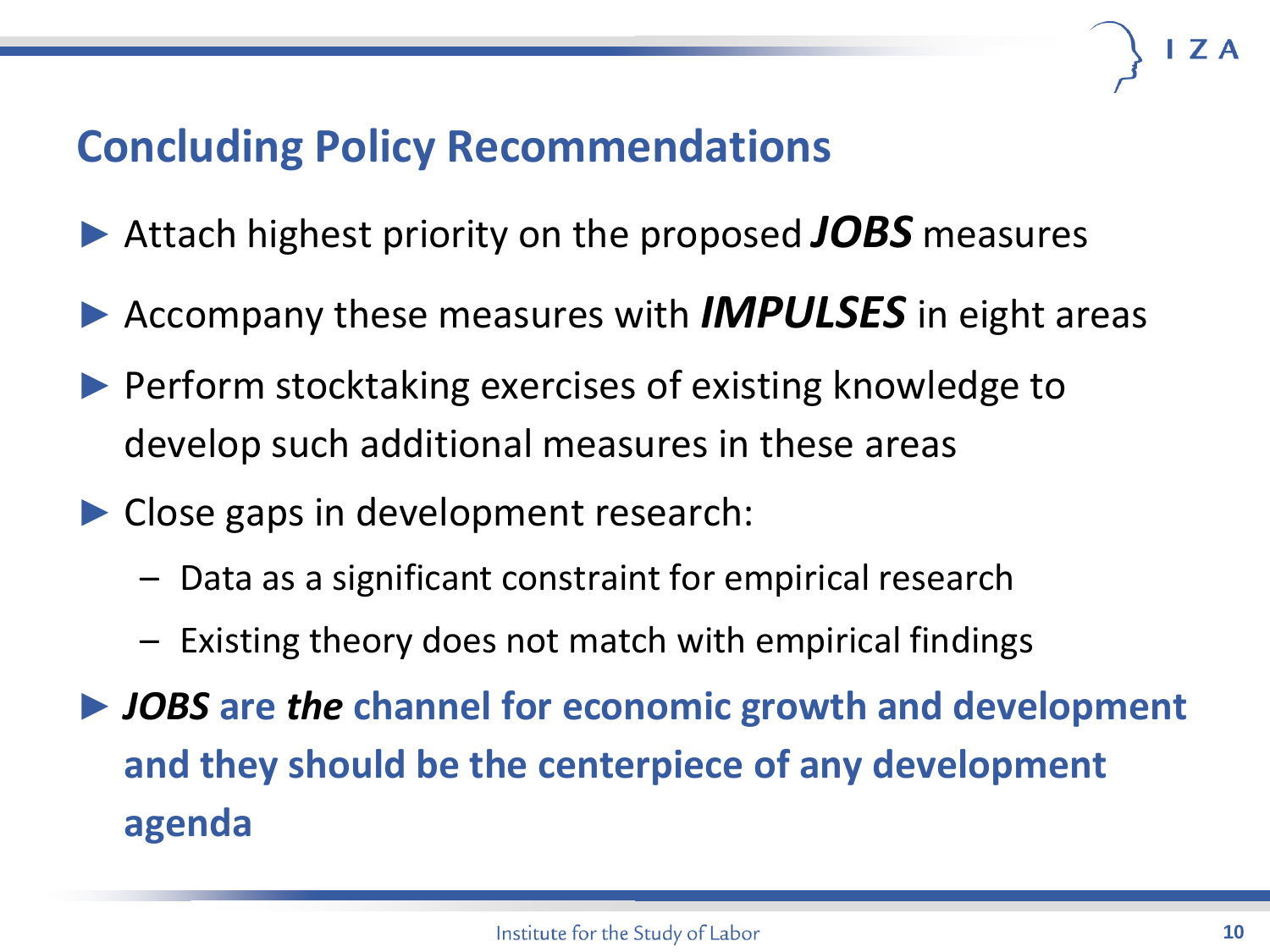## Concluding Policy Recommendations

- Attach highest priority on the proposed ***JOBS*** measures
- Accompany these measures with ***IMPULSES*** in eight areas
- Perform stocktaking exercises of existing knowledge to develop such additional measures in these areas
- Close gaps in development research:
  - Data as a significant constraint for empirical research
  - Existing theory does not match with empirical findings
- ***JOBS* are *the* channel for economic growth and development and they should be the centerpiece of any development agenda**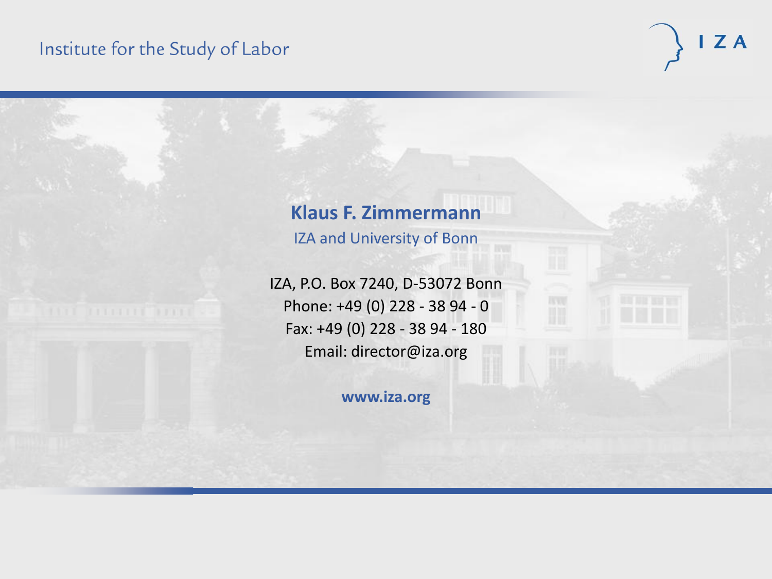Institute for the Study of Labor

IZA

**Klaus F. Zimmermann**

IZA and University of Bonn

IZA, P.O. Box 7240, D-53072 Bonn
Phone: +49 (0) 228 - 38 94 - 0
Fax: +49 (0) 228 - 38 94 - 180
Email: director@iza.org

**www.iza.org**